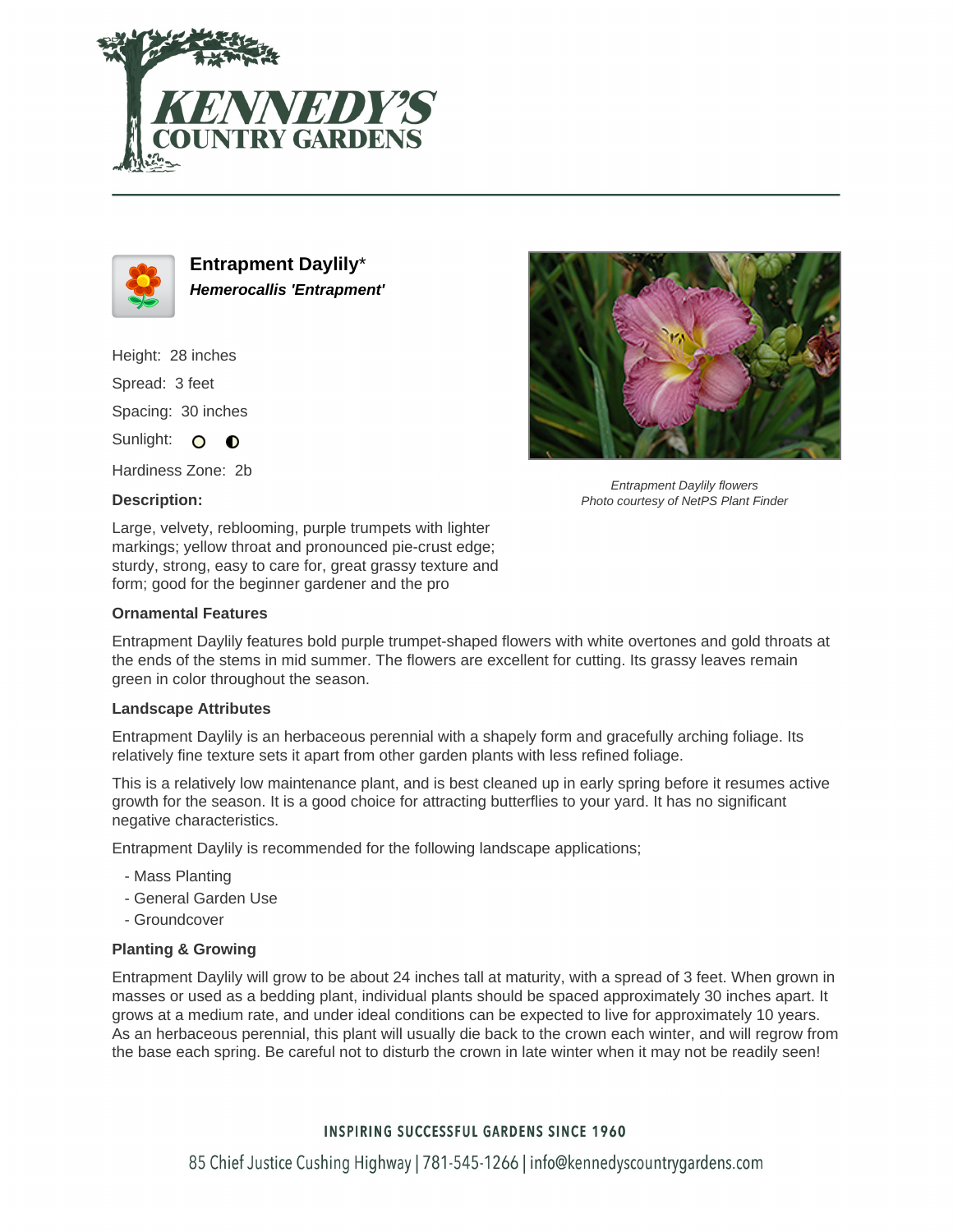# Entrapment Daylily*

***Hemerocallis 'Entrapment'***

Height: 28 inches

Spread: 3 feet

Spacing: 30 inches

Sunlight: ○ ◐

Hardiness Zone: 2b

**Description:**

Large, velvety, reblooming, purple trumpets with lighter markings; yellow throat and pronounced pie-crust edge; sturdy, strong, easy to care for, great grassy texture and form; good for the beginner gardener and the pro

*Entrapment Daylily flowers*
*Photo courtesy of NetPS Plant Finder*

### Ornamental Features

Entrapment Daylily features bold purple trumpet-shaped flowers with white overtones and gold throats at the ends of the stems in mid summer. The flowers are excellent for cutting. Its grassy leaves remain green in color throughout the season.

### Landscape Attributes

Entrapment Daylily is an herbaceous perennial with a shapely form and gracefully arching foliage. Its relatively fine texture sets it apart from other garden plants with less refined foliage.

This is a relatively low maintenance plant, and is best cleaned up in early spring before it resumes active growth for the season. It is a good choice for attracting butterflies to your yard. It has no significant negative characteristics.

Entrapment Daylily is recommended for the following landscape applications;

- Mass Planting
- General Garden Use
- Groundcover

### Planting & Growing

Entrapment Daylily will grow to be about 24 inches tall at maturity, with a spread of 3 feet. When grown in masses or used as a bedding plant, individual plants should be spaced approximately 30 inches apart. It grows at a medium rate, and under ideal conditions can be expected to live for approximately 10 years. As an herbaceous perennial, this plant will usually die back to the crown each winter, and will regrow from the base each spring. Be careful not to disturb the crown in late winter when it may not be readily seen!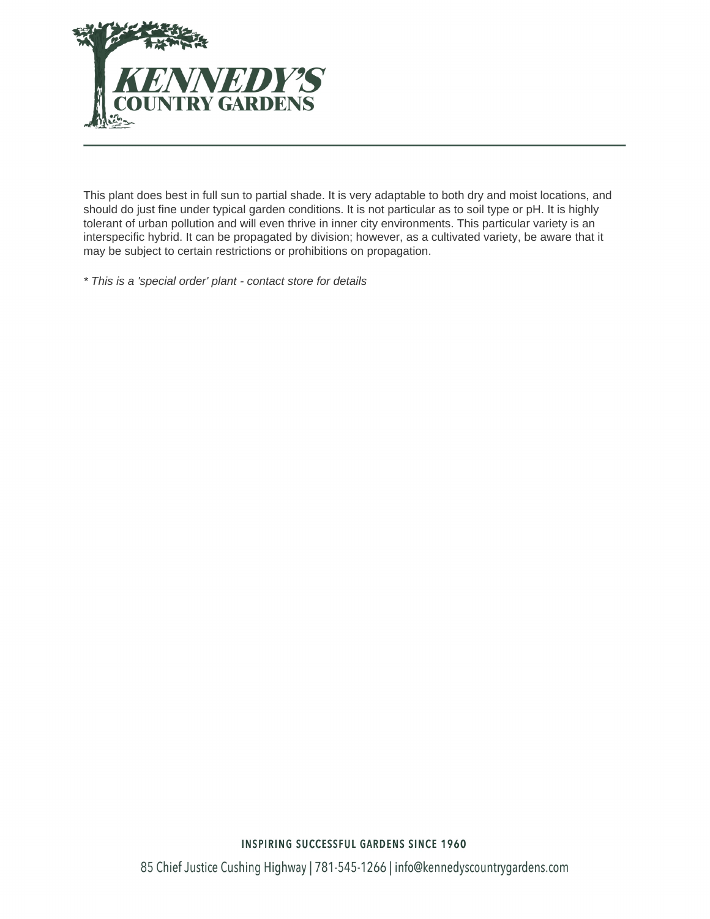This plant does best in full sun to partial shade. It is very adaptable to both dry and moist locations, and should do just fine under typical garden conditions. It is not particular as to soil type or pH. It is highly tolerant of urban pollution and will even thrive in inner city environments. This particular variety is an interspecific hybrid. It can be propagated by division; however, as a cultivated variety, be aware that it may be subject to certain restrictions or prohibitions on propagation.

*\* This is a 'special order' plant - contact store for details*